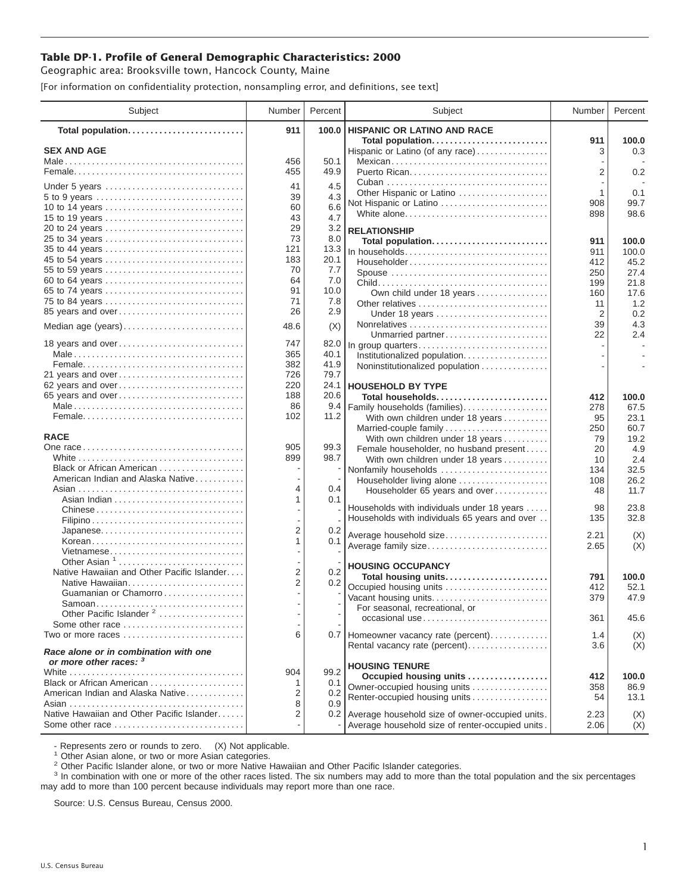# Table DP-1. Profile of General Demographic Characteristics: 2000

Geographic area: Brooksville town, Hancock County, Maine

[For information on confidentiality protection, nonsampling error, and definitions, see text]

| Subject | Number | Percent |
|---|---|---|
| **Total population** | **911** | **100.0** |
| **SEX AND AGE** | | |
| Male | 456 | 50.1 |
| Female | 455 | 49.9 |
| Under 5 years | 41 | 4.5 |
| 5 to 9 years | 39 | 4.3 |
| 10 to 14 years | 60 | 6.6 |
| 15 to 19 years | 43 | 4.7 |
| 20 to 24 years | 29 | 3.2 |
| 25 to 34 years | 73 | 8.0 |
| 35 to 44 years | 121 | 13.3 |
| 45 to 54 years | 183 | 20.1 |
| 55 to 59 years | 70 | 7.7 |
| 60 to 64 years | 64 | 7.0 |
| 65 to 74 years | 91 | 10.0 |
| 75 to 84 years | 71 | 7.8 |
| 85 years and over | 26 | 2.9 |
| Median age (years) | 48.6 | (X) |
| 18 years and over | 747 | 82.0 |
| Male | 365 | 40.1 |
| Female | 382 | 41.9 |
| 21 years and over | 726 | 79.7 |
| 62 years and over | 220 | 24.1 |
| 65 years and over | 188 | 20.6 |
| Male | 86 | 9.4 |
| Female | 102 | 11.2 |
| **RACE** | | |
| One race | 905 | 99.3 |
| White | 899 | 98.7 |
| Black or African American | - | - |
| American Indian and Alaska Native | - | - |
| Asian | 4 | 0.4 |
| Asian Indian | 1 | 0.1 |
| Chinese | - | - |
| Filipino | - | - |
| Japanese | 2 | 0.2 |
| Korean | 1 | 0.1 |
| Vietnamese | - | - |
| Other Asian [1] | - | - |
| Native Hawaiian and Other Pacific Islander | 2 | 0.2 |
| Native Hawaiian | 2 | 0.2 |
| Guamanian or Chamorro | - | - |
| Samoan | - | - |
| Other Pacific Islander [2] | - | - |
| Some other race | - | - |
| Two or more races | 6 | 0.7 |
| ***Race alone or in combination with one or more other races:* [3]** | | |
| White | 904 | 99.2 |
| Black or African American | 1 | 0.1 |
| American Indian and Alaska Native | 2 | 0.2 |
| Asian | 8 | 0.9 |
| Native Hawaiian and Other Pacific Islander | 2 | 0.2 |
| Some other race | - | - |
| **HISPANIC OR LATINO AND RACE** | | |
| **Total population** | **911** | **100.0** |
| Hispanic or Latino (of any race) | 3 | 0.3 |
| Mexican | - | - |
| Puerto Rican | 2 | 0.2 |
| Cuban | - | - |
| Other Hispanic or Latino | 1 | 0.1 |
| Not Hispanic or Latino | 908 | 99.7 |
| White alone | 898 | 98.6 |
| **RELATIONSHIP** | | |
| **Total population** | **911** | **100.0** |
| In households | 911 | 100.0 |
| Householder | 412 | 45.2 |
| Spouse | 250 | 27.4 |
| Child | 199 | 21.8 |
| Own child under 18 years | 160 | 17.6 |
| Other relatives | 11 | 1.2 |
| Under 18 years | 2 | 0.2 |
| Nonrelatives | 39 | 4.3 |
| Unmarried partner | 22 | 2.4 |
| In group quarters | - | - |
| Institutionalized population | - | - |
| Noninstitutionalized population | - | - |
| **HOUSEHOLD BY TYPE** | | |
| **Total households** | **412** | **100.0** |
| Family households (families) | 278 | 67.5 |
| With own children under 18 years | 95 | 23.1 |
| Married-couple family | 250 | 60.7 |
| With own children under 18 years | 79 | 19.2 |
| Female householder, no husband present | 20 | 4.9 |
| With own children under 18 years | 10 | 2.4 |
| Nonfamily households | 134 | 32.5 |
| Householder living alone | 108 | 26.2 |
| Householder 65 years and over | 48 | 11.7 |
| Households with individuals under 18 years | 98 | 23.8 |
| Households with individuals 65 years and over | 135 | 32.8 |
| Average household size | 2.21 | (X) |
| Average family size | 2.65 | (X) |
| **HOUSING OCCUPANCY** | | |
| **Total housing units** | **791** | **100.0** |
| Occupied housing units | 412 | 52.1 |
| Vacant housing units | 379 | 47.9 |
| For seasonal, recreational, or occasional use | 361 | 45.6 |
| Homeowner vacancy rate (percent) | 1.4 | (X) |
| Rental vacancy rate (percent) | 3.6 | (X) |
| **HOUSING TENURE** | | |
| **Occupied housing units** | **412** | **100.0** |
| Owner-occupied housing units | 358 | 86.9 |
| Renter-occupied housing units | 54 | 13.1 |
| Average household size of owner-occupied units | 2.23 | (X) |
| Average household size of renter-occupied units | 2.06 | (X) |

- Represents zero or rounds to zero. (X) Not applicable.

[1] Other Asian alone, or two or more Asian categories.

[2] Other Pacific Islander alone, or two or more Native Hawaiian and Other Pacific Islander categories.

[3] In combination with one or more of the other races listed. The six numbers may add to more than the total population and the six percentages may add to more than 100 percent because individuals may report more than one race.

Source: U.S. Census Bureau, Census 2000.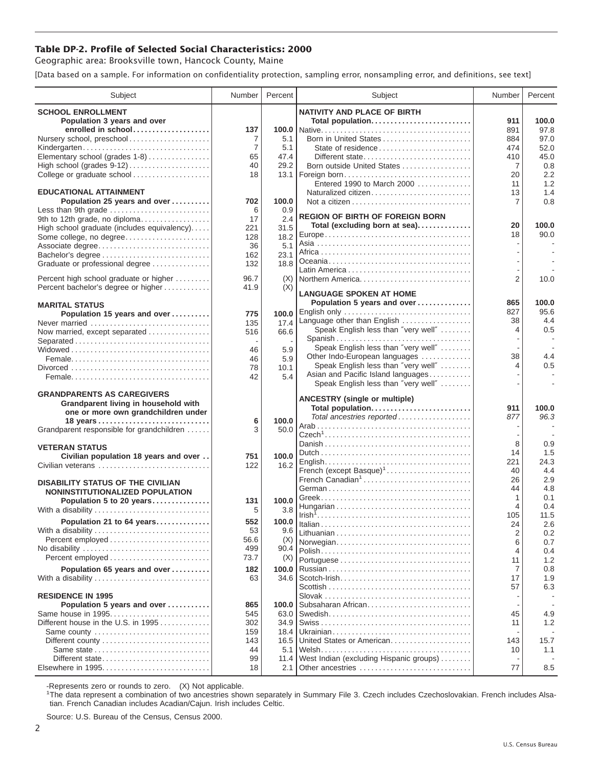## Table DP-2. Profile of Selected Social Characteristics: 2000

Geographic area: Brooksville town, Hancock County, Maine

[Data based on a sample. For information on confidentiality protection, sampling error, nonsampling error, and definitions, see text]

| Subject | Number | Percent |
|---|---|---|
| **SCHOOL ENROLLMENT** | | |
| **Population 3 years and over enrolled in school** | **137** | **100.0** |
| Nursery school, preschool | 7 | 5.1 |
| Kindergarten | 7 | 5.1 |
| Elementary school (grades 1-8) | 65 | 47.4 |
| High school (grades 9-12) | 40 | 29.2 |
| College or graduate school | 18 | 13.1 |
| **EDUCATIONAL ATTAINMENT** | | |
| **Population 25 years and over** | **702** | **100.0** |
| Less than 9th grade | 6 | 0.9 |
| 9th to 12th grade, no diploma | 17 | 2.4 |
| High school graduate (includes equivalency) | 221 | 31.5 |
| Some college, no degree | 128 | 18.2 |
| Associate degree | 36 | 5.1 |
| Bachelor's degree | 162 | 23.1 |
| Graduate or professional degree | 132 | 18.8 |
| Percent high school graduate or higher | 96.7 | (X) |
| Percent bachelor's degree or higher | 41.9 | (X) |
| **MARITAL STATUS** | | |
| **Population 15 years and over** | **775** | **100.0** |
| Never married | 135 | 17.4 |
| Now married, except separated | 516 | 66.6 |
| Separated | - | - |
| Widowed | 46 | 5.9 |
| Female | 46 | 5.9 |
| Divorced | 78 | 10.1 |
| Female | 42 | 5.4 |
| **GRANDPARENTS AS CAREGIVERS** | | |
| **Grandparent living in household with one or more own grandchildren under 18 years** | **6** | **100.0** |
| Grandparent responsible for grandchildren | 3 | 50.0 |
| **VETERAN STATUS** | | |
| **Civilian population 18 years and over** | **751** | **100.0** |
| Civilian veterans | 122 | 16.2 |
| **DISABILITY STATUS OF THE CIVILIAN NONINSTITUTIONALIZED POPULATION** | | |
| **Population 5 to 20 years** | **131** | **100.0** |
| With a disability | 5 | 3.8 |
| **Population 21 to 64 years** | **552** | **100.0** |
| With a disability | 53 | 9.6 |
| Percent employed | 56.6 | (X) |
| No disability | 499 | 90.4 |
| Percent employed | 73.7 | (X) |
| **Population 65 years and over** | **182** | **100.0** |
| With a disability | 63 | 34.6 |
| **RESIDENCE IN 1995** | | |
| **Population 5 years and over** | **865** | **100.0** |
| Same house in 1995 | 545 | 63.0 |
| Different house in the U.S. in 1995 | 302 | 34.9 |
| Same county | 159 | 18.4 |
| Different county | 143 | 16.5 |
| Same state | 44 | 5.1 |
| Different state | 99 | 11.4 |
| Elsewhere in 1995 | 18 | 2.1 |

| Subject | Number | Percent |
|---|---|---|
| **NATIVITY AND PLACE OF BIRTH** | | |
| **Total population** | **911** | **100.0** |
| Native | 891 | 97.8 |
| Born in United States | 884 | 97.0 |
| State of residence | 474 | 52.0 |
| Different state | 410 | 45.0 |
| Born outside United States | 7 | 0.8 |
| Foreign born | 20 | 2.2 |
| Entered 1990 to March 2000 | 11 | 1.2 |
| Naturalized citizen | 13 | 1.4 |
| Not a citizen | 7 | 0.8 |
| **REGION OF BIRTH OF FOREIGN BORN** | | |
| **Total (excluding born at sea)** | **20** | **100.0** |
| Europe | 18 | 90.0 |
| Asia | - | - |
| Africa | - | - |
| Oceania | - | - |
| Latin America | - | - |
| Northern America | 2 | 10.0 |
| **LANGUAGE SPOKEN AT HOME** | | |
| **Population 5 years and over** | **865** | **100.0** |
| English only | 827 | 95.6 |
| Language other than English | 38 | 4.4 |
| Speak English less than "very well" | 4 | 0.5 |
| Spanish | - | - |
| Speak English less than "very well" | - | - |
| Other Indo-European languages | 38 | 4.4 |
| Speak English less than "very well" | 4 | 0.5 |
| Asian and Pacific Island languages | - | - |
| Speak English less than "very well" | - | - |
| **ANCESTRY (single or multiple)** | | |
| **Total population** | **911** | **100.0** |
| *Total ancestries reported* | *877* | *96.3* |
| Arab | - | - |
| Czech[1] | - | - |
| Danish | 8 | 0.9 |
| Dutch | 14 | 1.5 |
| English | 221 | 24.3 |
| French (except Basque)[1] | 40 | 4.4 |
| French Canadian[1] | 26 | 2.9 |
| German | 44 | 4.8 |
| Greek | 1 | 0.1 |
| Hungarian | 4 | 0.4 |
| Irish[1] | 105 | 11.5 |
| Italian | 24 | 2.6 |
| Lithuanian | 2 | 0.2 |
| Norwegian | 6 | 0.7 |
| Polish | 4 | 0.4 |
| Portuguese | 11 | 1.2 |
| Russian | 7 | 0.8 |
| Scotch-Irish | 17 | 1.9 |
| Scottish | 57 | 6.3 |
| Slovak | - | - |
| Subsaharan African | - | - |
| Swedish | 45 | 4.9 |
| Swiss | 11 | 1.2 |
| Ukrainian | - | - |
| United States or American | 143 | 15.7 |
| Welsh | 10 | 1.1 |
| West Indian (excluding Hispanic groups) | - | - |
| Other ancestries | 77 | 8.5 |

-Represents zero or rounds to zero. (X) Not applicable.

[1]The data represent a combination of two ancestries shown separately in Summary File 3. Czech includes Czechoslovakian. French includes Alsatian. French Canadian includes Acadian/Cajun. Irish includes Celtic.

Source: U.S. Bureau of the Census, Census 2000.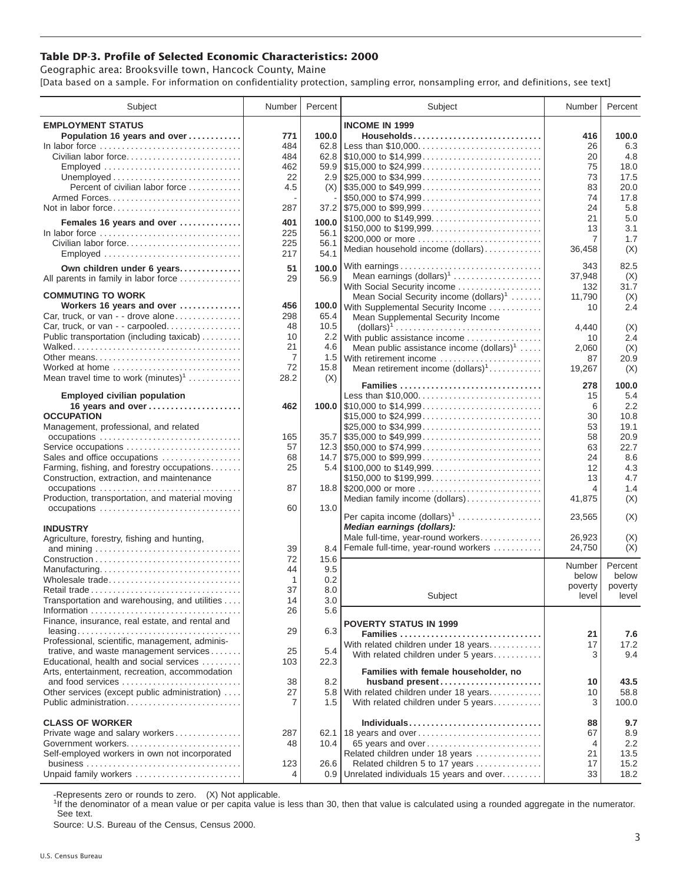## Table DP-3. Profile of Selected Economic Characteristics: 2000

Geographic area: Brooksville town, Hancock County, Maine

[Data based on a sample. For information on confidentiality protection, sampling error, nonsampling error, and definitions, see text]

| Subject | Number | Percent |
|---|---|---|
| **EMPLOYMENT STATUS** | | |
| **Population 16 years and over** | **771** | **100.0** |
| In labor force | 484 | 62.8 |
| Civilian labor force | 484 | 62.8 |
| Employed | 462 | 59.9 |
| Unemployed | 22 | 2.9 |
| Percent of civilian labor force | 4.5 | (X) |
| Armed Forces | - | - |
| Not in labor force | 287 | 37.2 |
| **Females 16 years and over** | **401** | **100.0** |
| In labor force | 225 | 56.1 |
| Civilian labor force | 225 | 56.1 |
| Employed | 217 | 54.1 |
| **Own children under 6 years** | **51** | **100.0** |
| All parents in family in labor force | 29 | 56.9 |
| **COMMUTING TO WORK** | | |
| **Workers 16 years and over** | **456** | **100.0** |
| Car, truck, or van - - drove alone | 298 | 65.4 |
| Car, truck, or van - - carpooled | 48 | 10.5 |
| Public transportation (including taxicab) | 10 | 2.2 |
| Walked | 21 | 4.6 |
| Other means | 7 | 1.5 |
| Worked at home | 72 | 15.8 |
| Mean travel time to work (minutes)[1] | 28.2 | (X) |
| **Employed civilian population 16 years and over** | **462** | **100.0** |
| **OCCUPATION** | | |
| Management, professional, and related occupations | 165 | 35.7 |
| Service occupations | 57 | 12.3 |
| Sales and office occupations | 68 | 14.7 |
| Farming, fishing, and forestry occupations | 25 | 5.4 |
| Construction, extraction, and maintenance occupations | 87 | 18.8 |
| Production, transportation, and material moving occupations | 60 | 13.0 |
| **INDUSTRY** | | |
| Agriculture, forestry, fishing and hunting, and mining | 39 | 8.4 |
| Construction | 72 | 15.6 |
| Manufacturing | 44 | 9.5 |
| Wholesale trade | 1 | 0.2 |
| Retail trade | 37 | 8.0 |
| Transportation and warehousing, and utilities | 14 | 3.0 |
| Information | 26 | 5.6 |
| Finance, insurance, real estate, and rental and leasing | 29 | 6.3 |
| Professional, scientific, management, administrative, and waste management services | 25 | 5.4 |
| Educational, health and social services | 103 | 22.3 |
| Arts, entertainment, recreation, accommodation and food services | 38 | 8.2 |
| Other services (except public administration) | 27 | 5.8 |
| Public administration | 7 | 1.5 |
| **CLASS OF WORKER** | | |
| Private wage and salary workers | 287 | 62.1 |
| Government workers | 48 | 10.4 |
| Self-employed workers in own not incorporated business | 123 | 26.6 |
| Unpaid family workers | 4 | 0.9 |

| Subject | Number | Percent |
|---|---|---|
| **INCOME IN 1999** | | |
| **Households** | **416** | **100.0** |
| Less than $10,000 | 26 | 6.3 |
| $10,000 to $14,999 | 20 | 4.8 |
| $15,000 to $24,999 | 75 | 18.0 |
| $25,000 to $34,999 | 73 | 17.5 |
| $35,000 to $49,999 | 83 | 20.0 |
| $50,000 to $74,999 | 74 | 17.8 |
| $75,000 to $99,999 | 24 | 5.8 |
| $100,000 to $149,999 | 21 | 5.0 |
| $150,000 to $199,999 | 13 | 3.1 |
| $200,000 or more | 7 | 1.7 |
| Median household income (dollars) | 36,458 | (X) |
| With earnings | 343 | 82.5 |
| Mean earnings (dollars)[1] | 37,948 | (X) |
| With Social Security income | 132 | 31.7 |
| Mean Social Security income (dollars)[1] | 11,790 | (X) |
| With Supplemental Security Income | 10 | 2.4 |
| Mean Supplemental Security Income (dollars)[1] | 4,440 | (X) |
| With public assistance income | 10 | 2.4 |
| Mean public assistance income (dollars)[1] | 2,060 | (X) |
| With retirement income | 87 | 20.9 |
| Mean retirement income (dollars)[1] | 19,267 | (X) |
| **Families** | **278** | **100.0** |
| Less than $10,000 | 15 | 5.4 |
| $10,000 to $14,999 | 6 | 2.2 |
| $15,000 to $24,999 | 30 | 10.8 |
| $25,000 to $34,999 | 53 | 19.1 |
| $35,000 to $49,999 | 58 | 20.9 |
| $50,000 to $74,999 | 63 | 22.7 |
| $75,000 to $99,999 | 24 | 8.6 |
| $100,000 to $149,999 | 12 | 4.3 |
| $150,000 to $199,999 | 13 | 4.7 |
| $200,000 or more | 4 | 1.4 |
| Median family income (dollars) | 41,875 | (X) |
| Per capita income (dollars)[1] | 23,565 | (X) |
| ***Median earnings (dollars):*** | | |
| Male full-time, year-round workers | 26,923 | (X) |
| Female full-time, year-round workers | 24,750 | (X) |

| Subject | Number below poverty level | Percent below poverty level |
|---|---|---|
| **POVERTY STATUS IN 1999** | | |
| **Families** | **21** | **7.6** |
| With related children under 18 years | 17 | 17.2 |
| With related children under 5 years | 3 | 9.4 |
| **Families with female householder, no husband present** | **10** | **43.5** |
| With related children under 18 years | 10 | 58.8 |
| With related children under 5 years | 3 | 100.0 |
| **Individuals** | **88** | **9.7** |
| 18 years and over | 67 | 8.9 |
| 65 years and over | 4 | 2.2 |
| Related children under 18 years | 21 | 13.5 |
| Related children 5 to 17 years | 17 | 15.2 |
| Unrelated individuals 15 years and over | 33 | 18.2 |

-Represents zero or rounds to zero. (X) Not applicable.

[1]If the denominator of a mean value or per capita value is less than 30, then that value is calculated using a rounded aggregate in the numerator. See text.

Source: U.S. Bureau of the Census, Census 2000.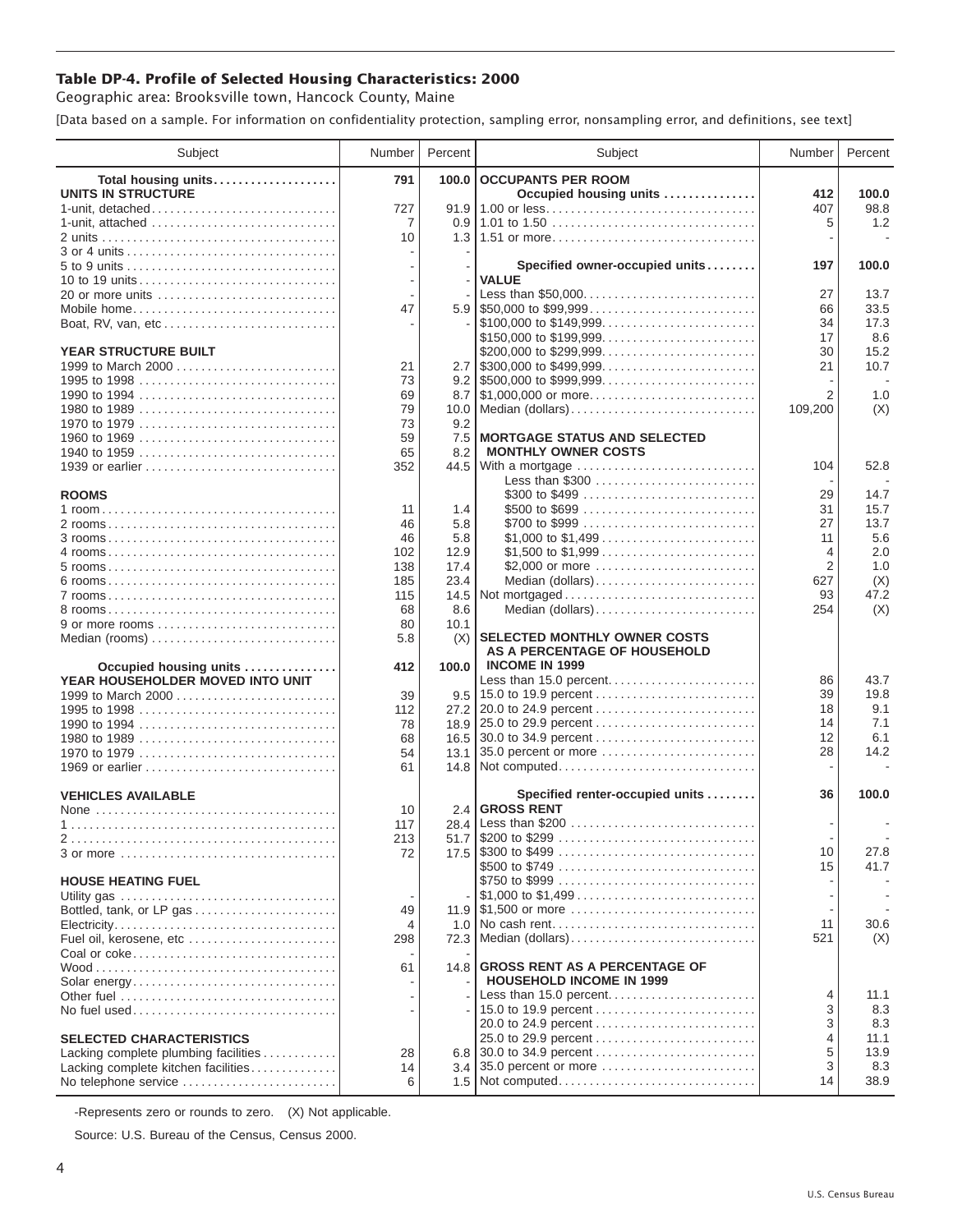## Table DP-4. Profile of Selected Housing Characteristics: 2000

Geographic area: Brooksville town, Hancock County, Maine

[Data based on a sample. For information on confidentiality protection, sampling error, nonsampling error, and definitions, see text]

| Subject | Number | Percent |
|---|---|---|
| **Total housing units** | **791** | **100.0** |
| **UNITS IN STRUCTURE** | | |
| 1-unit, detached | 727 | 91.9 |
| 1-unit, attached | 7 | 0.9 |
| 2 units | 10 | 1.3 |
| 3 or 4 units | - | - |
| 5 to 9 units | - | - |
| 10 to 19 units | - | - |
| 20 or more units | - | - |
| Mobile home | 47 | 5.9 |
| Boat, RV, van, etc | - | - |
| **YEAR STRUCTURE BUILT** | | |
| 1999 to March 2000 | 21 | 2.7 |
| 1995 to 1998 | 73 | 9.2 |
| 1990 to 1994 | 69 | 8.7 |
| 1980 to 1989 | 79 | 10.0 |
| 1970 to 1979 | 73 | 9.2 |
| 1960 to 1969 | 59 | 7.5 |
| 1940 to 1959 | 65 | 8.2 |
| 1939 or earlier | 352 | 44.5 |
| **ROOMS** | | |
| 1 room | 11 | 1.4 |
| 2 rooms | 46 | 5.8 |
| 3 rooms | 46 | 5.8 |
| 4 rooms | 102 | 12.9 |
| 5 rooms | 138 | 17.4 |
| 6 rooms | 185 | 23.4 |
| 7 rooms | 115 | 14.5 |
| 8 rooms | 68 | 8.6 |
| 9 or more rooms | 80 | 10.1 |
| Median (rooms) | 5.8 | (X) |
| **Occupied housing units** | **412** | **100.0** |
| **YEAR HOUSEHOLDER MOVED INTO UNIT** | | |
| 1999 to March 2000 | 39 | 9.5 |
| 1995 to 1998 | 112 | 27.2 |
| 1990 to 1994 | 78 | 18.9 |
| 1980 to 1989 | 68 | 16.5 |
| 1970 to 1979 | 54 | 13.1 |
| 1969 or earlier | 61 | 14.8 |
| **VEHICLES AVAILABLE** | | |
| None | 10 | 2.4 |
| 1 | 117 | 28.4 |
| 2 | 213 | 51.7 |
| 3 or more | 72 | 17.5 |
| **HOUSE HEATING FUEL** | | |
| Utility gas | - | - |
| Bottled, tank, or LP gas | 49 | 11.9 |
| Electricity | 4 | 1.0 |
| Fuel oil, kerosene, etc | 298 | 72.3 |
| Coal or coke | - | - |
| Wood | 61 | 14.8 |
| Solar energy | - | - |
| Other fuel | - | - |
| No fuel used | - | - |
| **SELECTED CHARACTERISTICS** | | |
| Lacking complete plumbing facilities | 28 | 6.8 |
| Lacking complete kitchen facilities | 14 | 3.4 |
| No telephone service | 6 | 1.5 |

| Subject | Number | Percent |
|---|---|---|
| **OCCUPANTS PER ROOM** | | |
| **Occupied housing units** | **412** | **100.0** |
| 1.00 or less | 407 | 98.8 |
| 1.01 to 1.50 | 5 | 1.2 |
| 1.51 or more | - | - |
| **Specified owner-occupied units** | **197** | **100.0** |
| **VALUE** | | |
| Less than $50,000 | 27 | 13.7 |
| $50,000 to $99,999 | 66 | 33.5 |
| $100,000 to $149,999 | 34 | 17.3 |
| $150,000 to $199,999 | 17 | 8.6 |
| $200,000 to $299,999 | 30 | 15.2 |
| $300,000 to $499,999 | 21 | 10.7 |
| $500,000 to $999,999 | - | - |
| $1,000,000 or more | 2 | 1.0 |
| Median (dollars) | 109,200 | (X) |
| **MORTGAGE STATUS AND SELECTED MONTHLY OWNER COSTS** | | |
| With a mortgage | 104 | 52.8 |
| Less than $300 | - | - |
| $300 to $499 | 29 | 14.7 |
| $500 to $699 | 31 | 15.7 |
| $700 to $999 | 27 | 13.7 |
| $1,000 to $1,499 | 11 | 5.6 |
| $1,500 to $1,999 | 4 | 2.0 |
| $2,000 or more | 2 | 1.0 |
| Median (dollars) | 627 | (X) |
| Not mortgaged | 93 | 47.2 |
| Median (dollars) | 254 | (X) |
| **SELECTED MONTHLY OWNER COSTS AS A PERCENTAGE OF HOUSEHOLD INCOME IN 1999** | | |
| Less than 15.0 percent | 86 | 43.7 |
| 15.0 to 19.9 percent | 39 | 19.8 |
| 20.0 to 24.9 percent | 18 | 9.1 |
| 25.0 to 29.9 percent | 14 | 7.1 |
| 30.0 to 34.9 percent | 12 | 6.1 |
| 35.0 percent or more | 28 | 14.2 |
| Not computed | - | - |
| **Specified renter-occupied units** | **36** | **100.0** |
| **GROSS RENT** | | |
| Less than $200 | - | - |
| $200 to $299 | - | - |
| $300 to $499 | 10 | 27.8 |
| $500 to $749 | 15 | 41.7 |
| $750 to $999 | - | - |
| $1,000 to $1,499 | - | - |
| $1,500 or more | - | - |
| No cash rent | 11 | 30.6 |
| Median (dollars) | 521 | (X) |
| **GROSS RENT AS A PERCENTAGE OF HOUSEHOLD INCOME IN 1999** | | |
| Less than 15.0 percent | 4 | 11.1 |
| 15.0 to 19.9 percent | 3 | 8.3 |
| 20.0 to 24.9 percent | 3 | 8.3 |
| 25.0 to 29.9 percent | 4 | 11.1 |
| 30.0 to 34.9 percent | 5 | 13.9 |
| 35.0 percent or more | 3 | 8.3 |
| Not computed | 14 | 38.9 |

-Represents zero or rounds to zero. (X) Not applicable.

Source: U.S. Bureau of the Census, Census 2000.